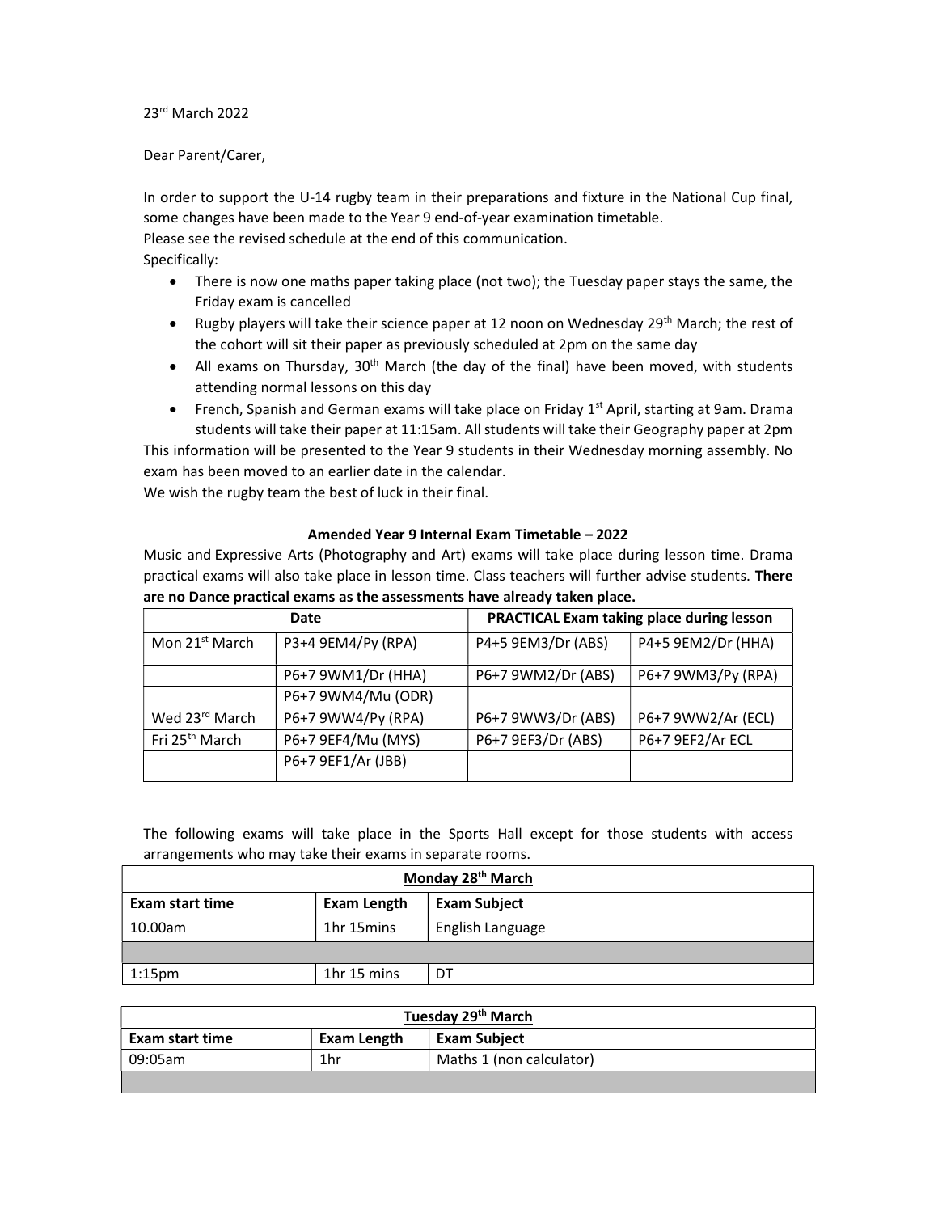23rd March 2022

Dear Parent/Carer,

In order to support the U-14 rugby team in their preparations and fixture in the National Cup final, some changes have been made to the Year 9 end-of-year examination timetable.
Please see the revised schedule at the end of this communication.
Specifically:

- There is now one maths paper taking place (not two); the Tuesday paper stays the same, the Friday exam is cancelled
- Rugby players will take their science paper at 12 noon on Wednesday 29th March; the rest of the cohort will sit their paper as previously scheduled at 2pm on the same day
- All exams on Thursday, 30th March (the day of the final) have been moved, with students attending normal lessons on this day
- French, Spanish and German exams will take place on Friday 1st April, starting at 9am. Drama students will take their paper at 11:15am. All students will take their Geography paper at 2pm

This information will be presented to the Year 9 students in their Wednesday morning assembly. No exam has been moved to an earlier date in the calendar.
We wish the rugby team the best of luck in their final.

### Amended Year 9 Internal Exam Timetable – 2022

Music and Expressive Arts (Photography and Art) exams will take place during lesson time. Drama practical exams will also take place in lesson time. Class teachers will further advise students. **There are no Dance practical exams as the assessments have already taken place.**

| Date | | PRACTICAL Exam taking place during lesson | |
|---|---|---|---|
| Mon 21st March | P3+4 9EM4/Py (RPA) | P4+5 9EM3/Dr (ABS) | P4+5 9EM2/Dr (HHA) |
| | P6+7 9WM1/Dr (HHA) | P6+7 9WM2/Dr (ABS) | P6+7 9WM3/Py (RPA) |
| | P6+7 9WM4/Mu (ODR) | | |
| Wed 23rd March | P6+7 9WW4/Py (RPA) | P6+7 9WW3/Dr (ABS) | P6+7 9WW2/Ar (ECL) |
| Fri 25th March | P6+7 9EF4/Mu (MYS) | P6+7 9EF3/Dr (ABS) | P6+7 9EF2/Ar ECL |
| | P6+7 9EF1/Ar (JBB) | | |

The following exams will take place in the Sports Hall except for those students with access arrangements who may take their exams in separate rooms.

| Monday 28th March | | |
|---|---|---|
| **Exam start time** | **Exam Length** | **Exam Subject** |
| 10.00am | 1hr 15mins | English Language |
| | | |
| 1:15pm | 1hr 15 mins | DT |

| Tuesday 29th March | | |
|---|---|---|
| **Exam start time** | **Exam Length** | **Exam Subject** |
| 09:05am | 1hr | Maths 1 (non calculator) |
| | | |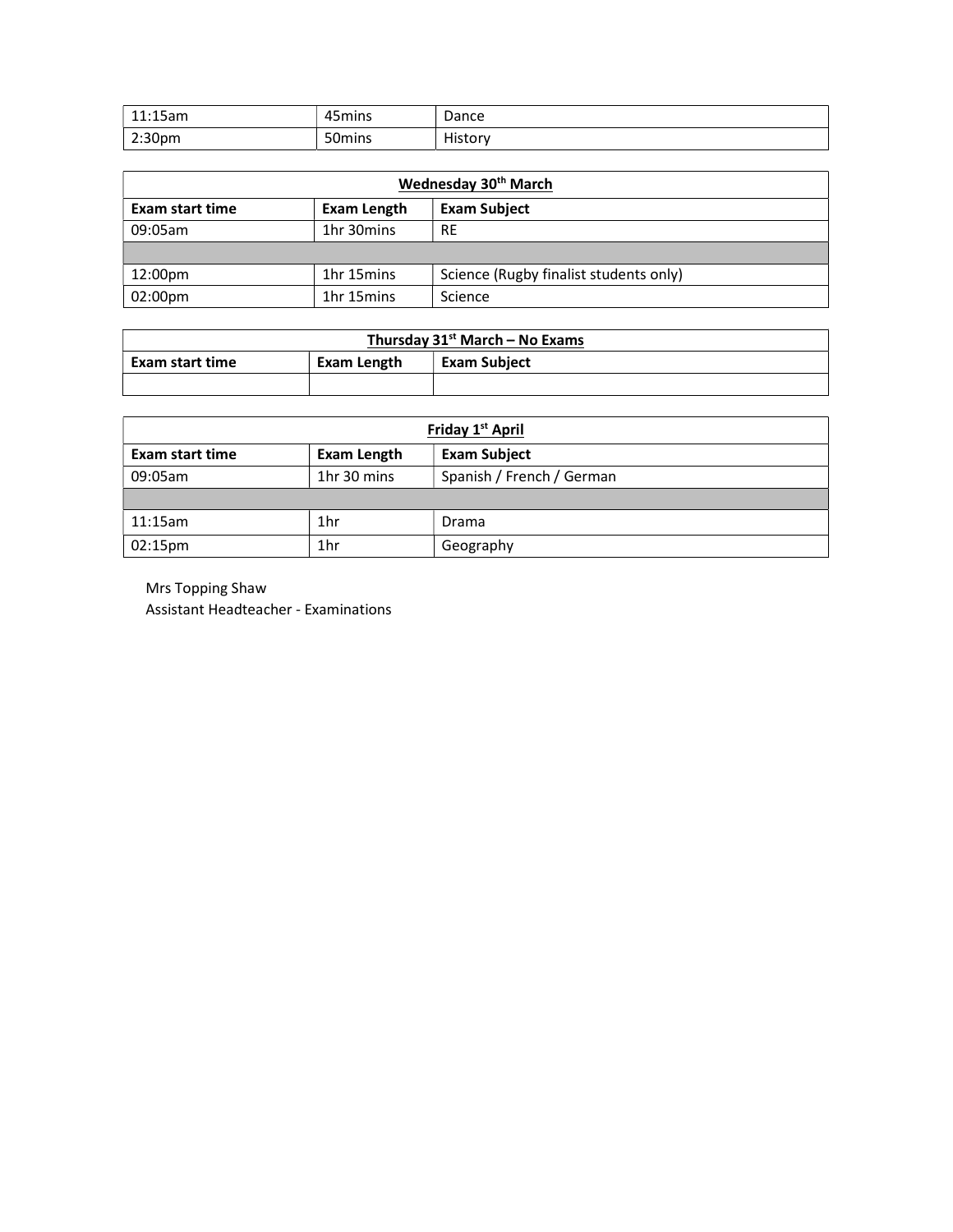| | | |
|---|---|---|
| 11:15am | 45mins | Dance |
| 2:30pm | 50mins | History |

| Wednesday 30th March | | |
|---|---|---|
| **Exam start time** | **Exam Length** | **Exam Subject** |
| 09:05am | 1hr 30mins | RE |
| | | |
| 12:00pm | 1hr 15mins | Science (Rugby finalist students only) |
| 02:00pm | 1hr 15mins | Science |

| Thursday 31st March – No Exams | | |
|---|---|---|
| **Exam start time** | **Exam Length** | **Exam Subject** |
| | | |

| Friday 1st April | | |
|---|---|---|
| **Exam start time** | **Exam Length** | **Exam Subject** |
| 09:05am | 1hr 30 mins | Spanish / French / German |
| | | |
| 11:15am | 1hr | Drama |
| 02:15pm | 1hr | Geography |

Mrs Topping Shaw
Assistant Headteacher - Examinations